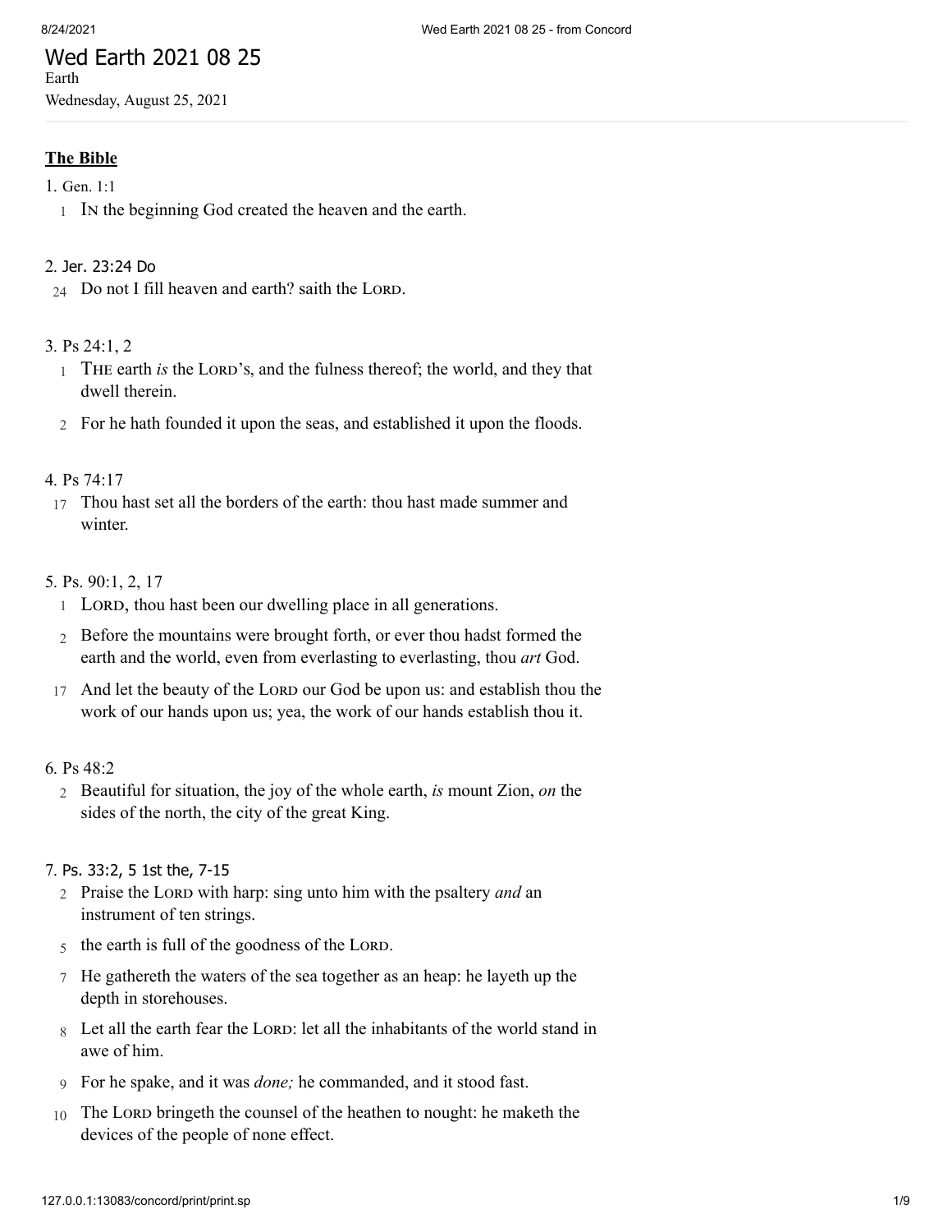# Wed Earth 2021 08 25

Earth

Wednesday, August 25, 2021

**The Bible**

1. Gen. 1:1

1 IN the beginning God created the heaven and the earth.

2. Jer. 23:24 Do

24 Do not I fill heaven and earth? saith the LORD.

3. Ps 24:1, 2

1 THE earth *is* the LORD's, and the fulness thereof; the world, and they that dwell therein.

2 For he hath founded it upon the seas, and established it upon the floods.

4. Ps 74:17

17 Thou hast set all the borders of the earth: thou hast made summer and winter.

5. Ps. 90:1, 2, 17

1 LORD, thou hast been our dwelling place in all generations.

2 Before the mountains were brought forth, or ever thou hadst formed the earth and the world, even from everlasting to everlasting, thou *art* God.

17 And let the beauty of the LORD our God be upon us: and establish thou the work of our hands upon us; yea, the work of our hands establish thou it.

6. Ps 48:2

2 Beautiful for situation, the joy of the whole earth, *is* mount Zion, *on* the sides of the north, the city of the great King.

7. Ps. 33:2, 5 1st the, 7-15

2 Praise the LORD with harp: sing unto him with the psaltery *and* an instrument of ten strings.

5 the earth is full of the goodness of the LORD.

7 He gathereth the waters of the sea together as an heap: he layeth up the depth in storehouses.

8 Let all the earth fear the LORD: let all the inhabitants of the world stand in awe of him.

9 For he spake, and it was *done;* he commanded, and it stood fast.

10 The LORD bringeth the counsel of the heathen to nought: he maketh the devices of the people of none effect.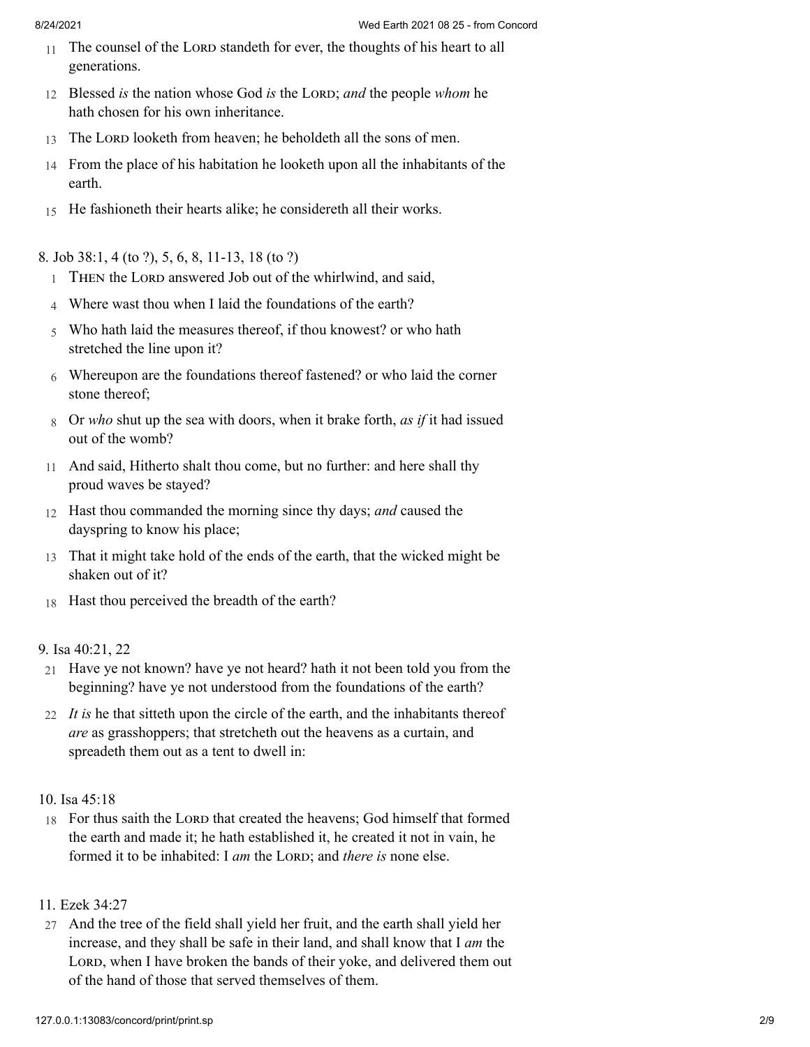11 The counsel of the LORD standeth for ever, the thoughts of his heart to all generations.

12 Blessed *is* the nation whose God *is* the LORD; *and* the people *whom* he hath chosen for his own inheritance.

13 The LORD looketh from heaven; he beholdeth all the sons of men.

14 From the place of his habitation he looketh upon all the inhabitants of the earth.

15 He fashioneth their hearts alike; he considereth all their works.

8. Job 38:1, 4 (to ?), 5, 6, 8, 11-13, 18 (to ?)

1 THEN the LORD answered Job out of the whirlwind, and said,

4 Where wast thou when I laid the foundations of the earth?

5 Who hath laid the measures thereof, if thou knowest? or who hath stretched the line upon it?

6 Whereupon are the foundations thereof fastened? or who laid the corner stone thereof;

8 Or *who* shut up the sea with doors, when it brake forth, *as if* it had issued out of the womb?

11 And said, Hitherto shalt thou come, but no further: and here shall thy proud waves be stayed?

12 Hast thou commanded the morning since thy days; *and* caused the dayspring to know his place;

13 That it might take hold of the ends of the earth, that the wicked might be shaken out of it?

18 Hast thou perceived the breadth of the earth?

9. Isa 40:21, 22

21 Have ye not known? have ye not heard? hath it not been told you from the beginning? have ye not understood from the foundations of the earth?

22 *It is* he that sitteth upon the circle of the earth, and the inhabitants thereof *are* as grasshoppers; that stretcheth out the heavens as a curtain, and spreadeth them out as a tent to dwell in:

10. Isa 45:18

18 For thus saith the LORD that created the heavens; God himself that formed the earth and made it; he hath established it, he created it not in vain, he formed it to be inhabited: I *am* the LORD; and *there is* none else.

11. Ezek 34:27

27 And the tree of the field shall yield her fruit, and the earth shall yield her increase, and they shall be safe in their land, and shall know that I *am* the LORD, when I have broken the bands of their yoke, and delivered them out of the hand of those that served themselves of them.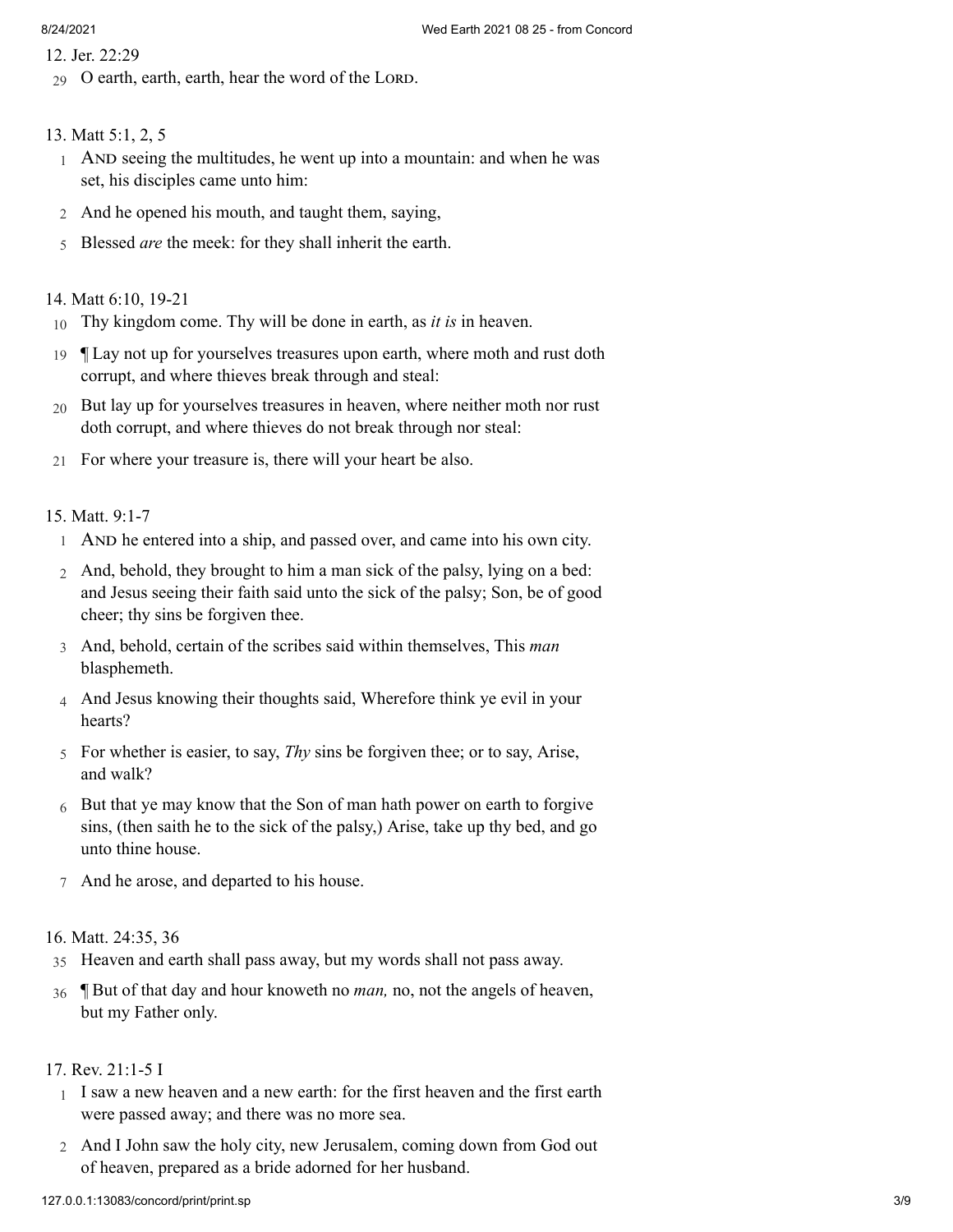12. Jer. 22:29

29 O earth, earth, earth, hear the word of the LORD.

13. Matt 5:1, 2, 5

1 AND seeing the multitudes, he went up into a mountain: and when he was set, his disciples came unto him:

2 And he opened his mouth, and taught them, saying,

5 Blessed *are* the meek: for they shall inherit the earth.

14. Matt 6:10, 19-21

10 Thy kingdom come. Thy will be done in earth, as *it is* in heaven.

19 ¶ Lay not up for yourselves treasures upon earth, where moth and rust doth corrupt, and where thieves break through and steal:

20 But lay up for yourselves treasures in heaven, where neither moth nor rust doth corrupt, and where thieves do not break through nor steal:

21 For where your treasure is, there will your heart be also.

15. Matt. 9:1-7

1 AND he entered into a ship, and passed over, and came into his own city.

2 And, behold, they brought to him a man sick of the palsy, lying on a bed: and Jesus seeing their faith said unto the sick of the palsy; Son, be of good cheer; thy sins be forgiven thee.

3 And, behold, certain of the scribes said within themselves, This *man* blasphemeth.

4 And Jesus knowing their thoughts said, Wherefore think ye evil in your hearts?

5 For whether is easier, to say, *Thy* sins be forgiven thee; or to say, Arise, and walk?

6 But that ye may know that the Son of man hath power on earth to forgive sins, (then saith he to the sick of the palsy,) Arise, take up thy bed, and go unto thine house.

7 And he arose, and departed to his house.

16. Matt. 24:35, 36

35 Heaven and earth shall pass away, but my words shall not pass away.

36 ¶ But of that day and hour knoweth no *man,* no, not the angels of heaven, but my Father only.

17. Rev. 21:1-5 I

1 I saw a new heaven and a new earth: for the first heaven and the first earth were passed away; and there was no more sea.

2 And I John saw the holy city, new Jerusalem, coming down from God out of heaven, prepared as a bride adorned for her husband.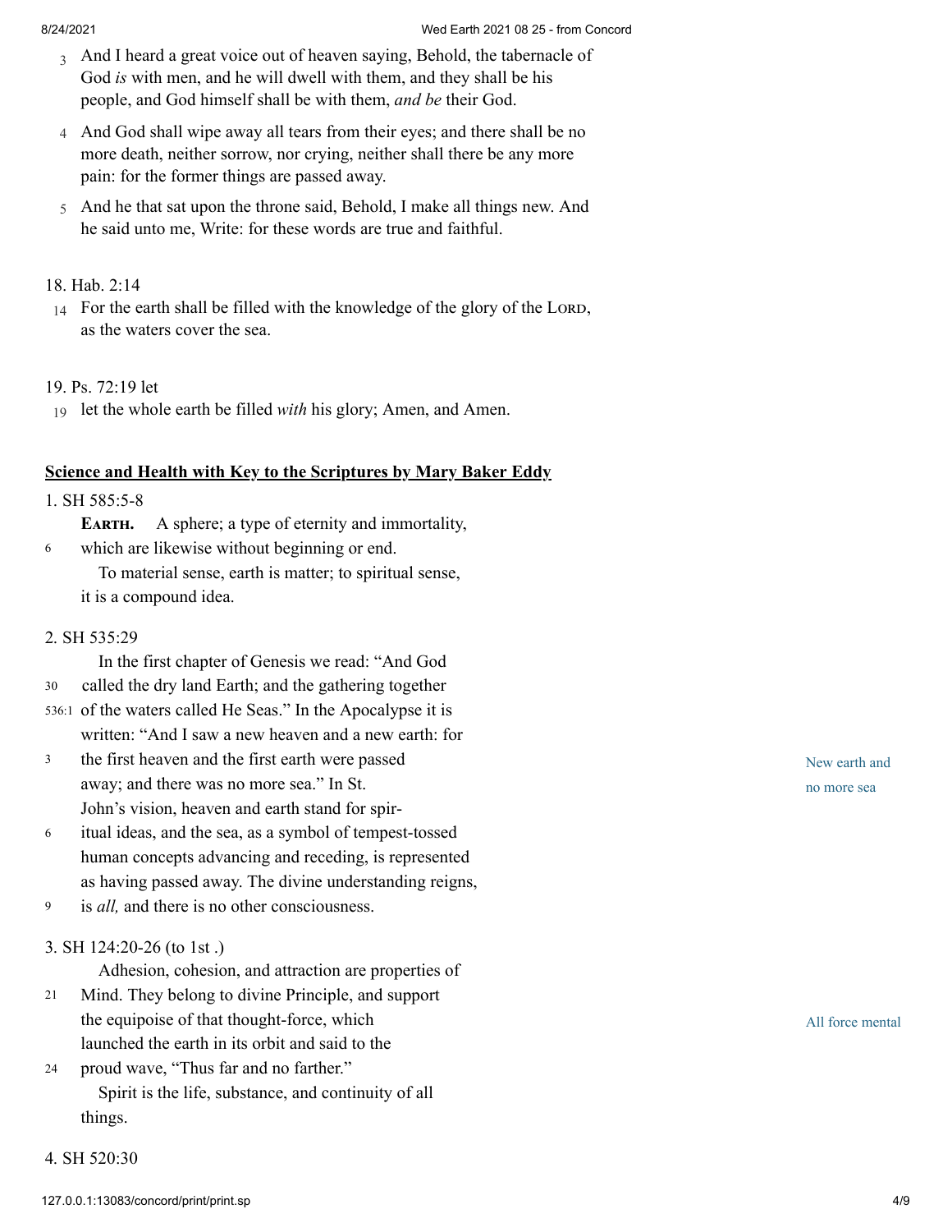3 And I heard a great voice out of heaven saying, Behold, the tabernacle of God *is* with men, and he will dwell with them, and they shall be his people, and God himself shall be with them, *and be* their God.

4 And God shall wipe away all tears from their eyes; and there shall be no more death, neither sorrow, nor crying, neither shall there be any more pain: for the former things are passed away.

5 And he that sat upon the throne said, Behold, I make all things new. And he said unto me, Write: for these words are true and faithful.

18. Hab. 2:14

14 For the earth shall be filled with the knowledge of the glory of the LORD, as the waters cover the sea.

19. Ps. 72:19 let

19 let the whole earth be filled *with* his glory; Amen, and Amen.

## Science and Health with Key to the Scriptures by Mary Baker Eddy

1. SH 585:5-8

**EARTH.** A sphere; a type of eternity and immortality,
6 which are likewise without beginning or end.
To material sense, earth is matter; to spiritual sense, it is a compound idea.

2. SH 535:29

In the first chapter of Genesis we read: "And God
30 called the dry land Earth; and the gathering together
536:1 of the waters called He Seas." In the Apocalypse it is written: "And I saw a new heaven and a new earth: for
3 the first heaven and the first earth were passed away; and there was no more sea." In St. John's vision, heaven and earth stand for spir-
6 itual ideas, and the sea, as a symbol of tempest-tossed human concepts advancing and receding, is represented as having passed away. The divine understanding reigns,
9 is *all,* and there is no other consciousness.

*New earth and no more sea*

3. SH 124:20-26 (to 1st .)

Adhesion, cohesion, and attraction are properties of
21 Mind. They belong to divine Principle, and support the equipoise of that thought-force, which launched the earth in its orbit and said to the
24 proud wave, "Thus far and no farther."
Spirit is the life, substance, and continuity of all things.

*All force mental*

4. SH 520:30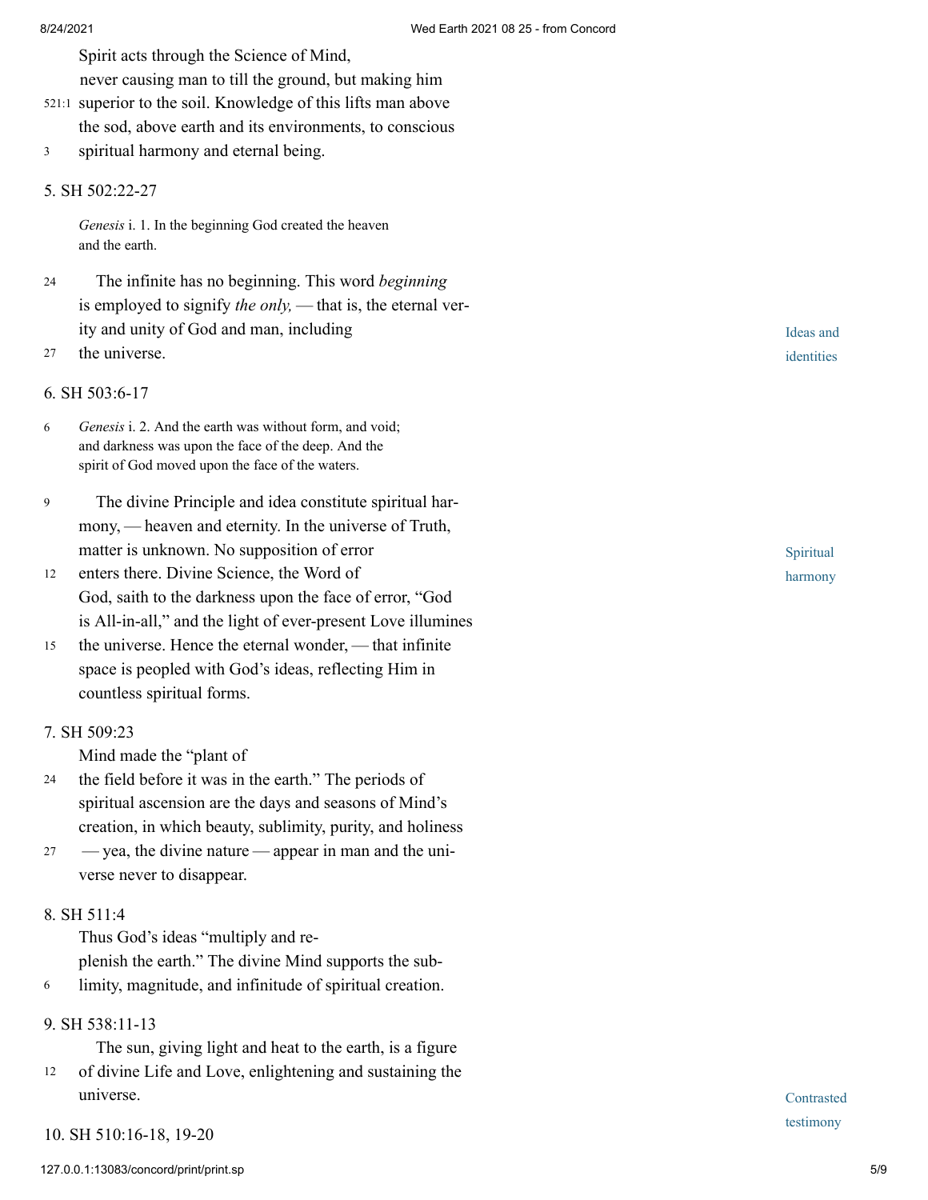Spirit acts through the Science of Mind, never causing man to till the ground, but making him superior to the soil. Knowledge of this lifts man above the sod, above earth and its environments, to conscious spiritual harmony and eternal being.

5. SH 502:22-27

*Genesis* i. 1. In the beginning God created the heaven and the earth.

The infinite has no beginning. This word *beginning* is employed to signify *the only,* — that is, the eternal verity and unity of God and man, including the universe.

Ideas and identities

6. SH 503:6-17

*Genesis* i. 2. And the earth was without form, and void; and darkness was upon the face of the deep. And the spirit of God moved upon the face of the waters.

The divine Principle and idea constitute spiritual harmony, — heaven and eternity. In the universe of Truth, matter is unknown. No supposition of error enters there. Divine Science, the Word of God, saith to the darkness upon the face of error, "God is All-in-all," and the light of ever-present Love illumines the universe. Hence the eternal wonder, — that infinite space is peopled with God's ideas, reflecting Him in countless spiritual forms.

Spiritual harmony

7. SH 509:23

Mind made the "plant of the field before it was in the earth." The periods of spiritual ascension are the days and seasons of Mind's creation, in which beauty, sublimity, purity, and holiness — yea, the divine nature — appear in man and the universe never to disappear.

8. SH 511:4

Thus God's ideas "multiply and replenish the earth." The divine Mind supports the sublimity, magnitude, and infinitude of spiritual creation.

9. SH 538:11-13

The sun, giving light and heat to the earth, is a figure of divine Life and Love, enlightening and sustaining the universe.

Contrasted testimony

10. SH 510:16-18, 19-20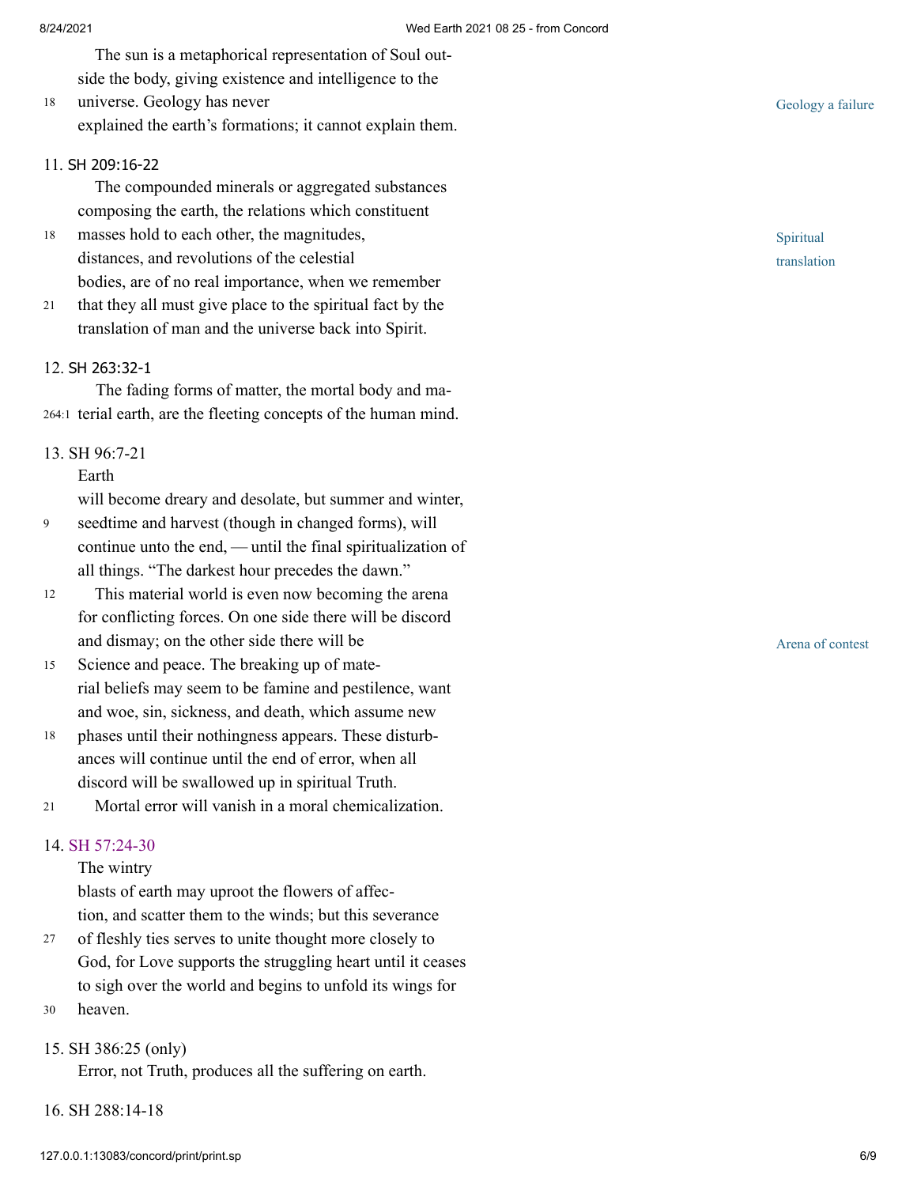The sun is a metaphorical representation of Soul outside the body, giving existence and intelligence to the universe. Geology has never explained the earth's formations; it cannot explain them.

*Geology a failure*

11. SH 209:16-22

The compounded minerals or aggregated substances composing the earth, the relations which constituent masses hold to each other, the magnitudes, distances, and revolutions of the celestial bodies, are of no real importance, when we remember that they all must give place to the spiritual fact by the translation of man and the universe back into Spirit.

*Spiritual translation*

12. SH 263:32-1

The fading forms of matter, the mortal body and material earth, are the fleeting concepts of the human mind.

13. SH 96:7-21

Earth will become dreary and desolate, but summer and winter, seedtime and harvest (though in changed forms), will continue unto the end, — until the final spiritualization of all things. "The darkest hour precedes the dawn."

This material world is even now becoming the arena for conflicting forces. On one side there will be discord and dismay; on the other side there will be Science and peace. The breaking up of material beliefs may seem to be famine and pestilence, want and woe, sin, sickness, and death, which assume new phases until their nothingness appears. These disturbances will continue until the end of error, when all discord will be swallowed up in spiritual Truth.

*Arena of contest*

Mortal error will vanish in a moral chemicalization.

14. SH 57:24-30

The wintry blasts of earth may uproot the flowers of affection, and scatter them to the winds; but this severance of fleshly ties serves to unite thought more closely to God, for Love supports the struggling heart until it ceases to sigh over the world and begins to unfold its wings for heaven.

15. SH 386:25 (only)

Error, not Truth, produces all the suffering on earth.

16. SH 288:14-18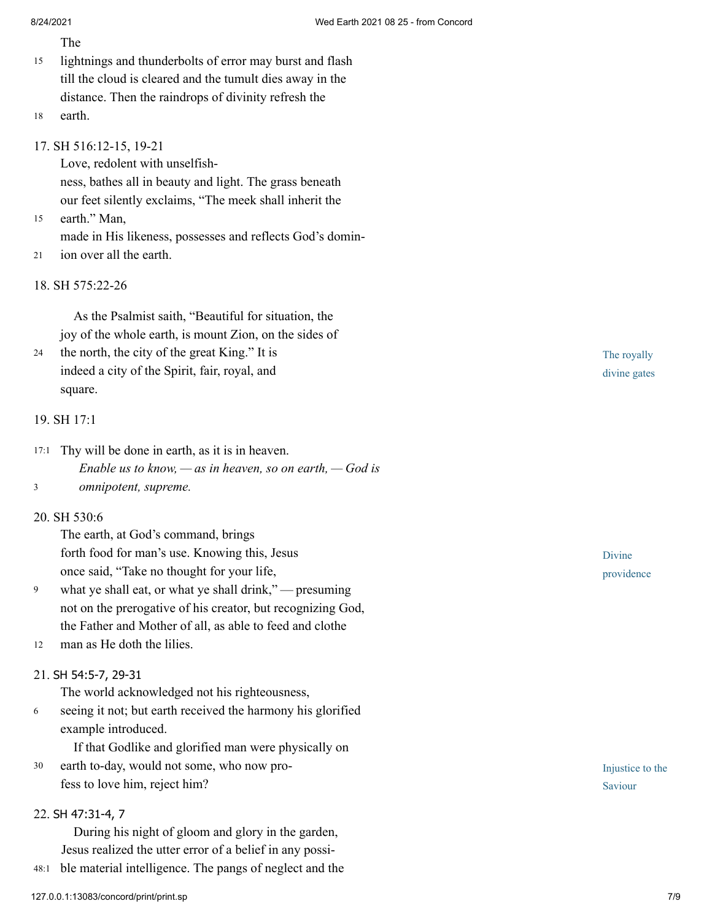The
lightnings and thunderbolts of error may burst and flash
till the cloud is cleared and the tumult dies away in the
distance. Then the raindrops of divinity refresh the
earth.

17. SH 516:12-15, 19-21

Love, redolent with unselfish-
ness, bathes all in beauty and light. The grass beneath
our feet silently exclaims, "The meek shall inherit the
earth." Man,
made in His likeness, possesses and reflects God's domin-
ion over all the earth.

18. SH 575:22-26

*The royally divine gates*

As the Psalmist saith, "Beautiful for situation, the
joy of the whole earth, is mount Zion, on the sides of
the north, the city of the great King." It is
indeed a city of the Spirit, fair, royal, and
square.

19. SH 17:1

Thy will be done in earth, as it is in heaven.
*Enable us to know, — as in heaven, so on earth, — God is omnipotent, supreme.*

20. SH 530:6

*Divine providence*

The earth, at God's command, brings
forth food for man's use. Knowing this, Jesus
once said, "Take no thought for your life,
what ye shall eat, or what ye shall drink," — presuming
not on the prerogative of his creator, but recognizing God,
the Father and Mother of all, as able to feed and clothe
man as He doth the lilies.

21. SH 54:5-7, 29-31

The world acknowledged not his righteousness,
seeing it not; but earth received the harmony his glorified
example introduced.

*Injustice to the Saviour*

If that Godlike and glorified man were physically on
earth to-day, would not some, who now pro-
fess to love him, reject him?

22. SH 47:31-4, 7

During his night of gloom and glory in the garden,
Jesus realized the utter error of a belief in any possi-
ble material intelligence. The pangs of neglect and the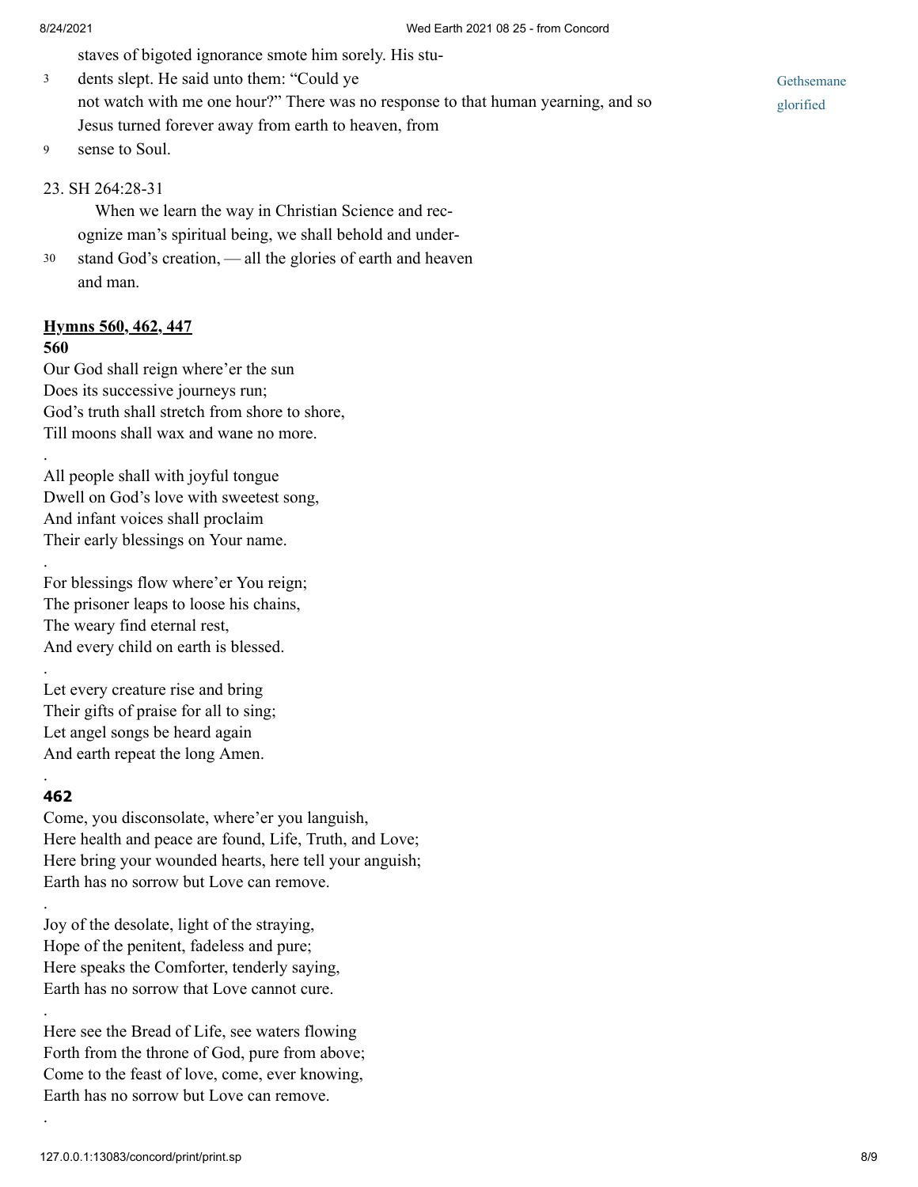staves of bigoted ignorance smote him sorely. His stu-

3 dents slept. He said unto them: "Could ye not watch with me one hour?" There was no response to that human yearning, and so Jesus turned forever away from earth to heaven, from

9 sense to Soul.

Gethsemane glorified

23. SH 264:28-31

When we learn the way in Christian Science and recognize man's spiritual being, we shall behold and under-

30 stand God's creation, — all the glories of earth and heaven and man.

**Hymns 560, 462, 447**

**560**

Our God shall reign where'er the sun
Does its successive journeys run;
God's truth shall stretch from shore to shore,
Till moons shall wax and wane no more.

.

All people shall with joyful tongue
Dwell on God's love with sweetest song,
And infant voices shall proclaim
Their early blessings on Your name.

.

For blessings flow where'er You reign;
The prisoner leaps to loose his chains,
The weary find eternal rest,
And every child on earth is blessed.

.

Let every creature rise and bring
Their gifts of praise for all to sing;
Let angel songs be heard again
And earth repeat the long Amen.

.

**462**

Come, you disconsolate, where'er you languish,
Here health and peace are found, Life, Truth, and Love;
Here bring your wounded hearts, here tell your anguish;
Earth has no sorrow but Love can remove.

.

Joy of the desolate, light of the straying,
Hope of the penitent, fadeless and pure;
Here speaks the Comforter, tenderly saying,
Earth has no sorrow that Love cannot cure.

.

Here see the Bread of Life, see waters flowing
Forth from the throne of God, pure from above;
Come to the feast of love, come, ever knowing,
Earth has no sorrow but Love can remove.

.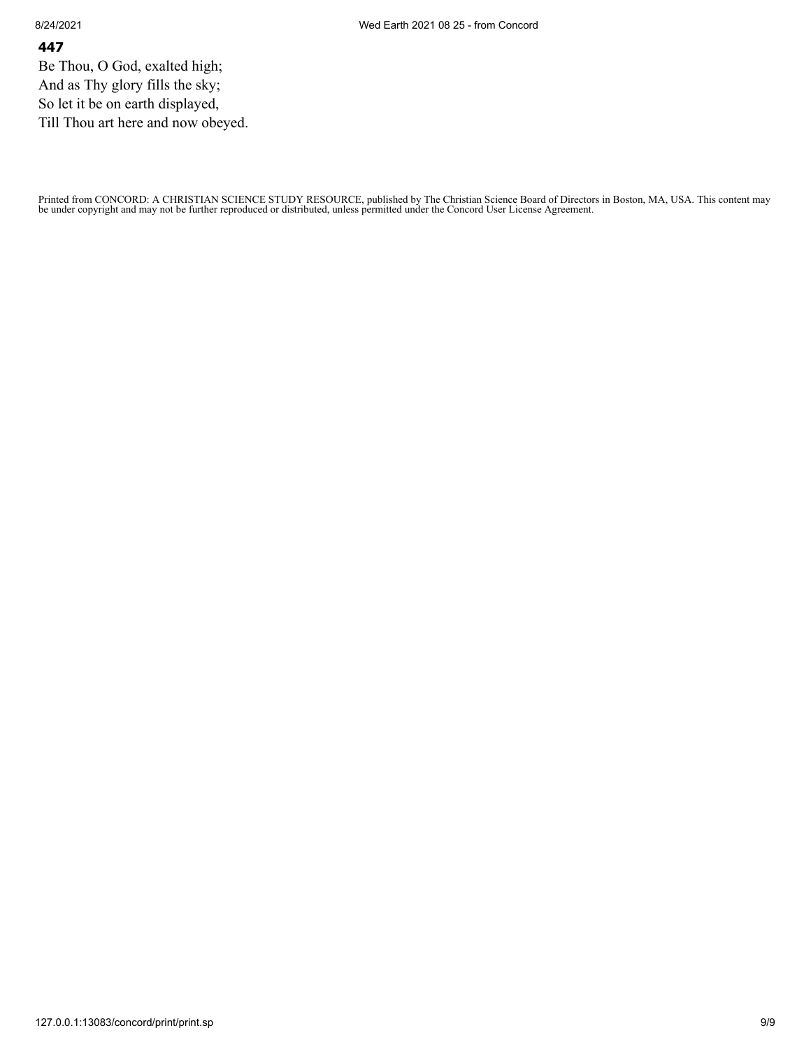### 447

Be Thou, O God, exalted high;
And as Thy glory fills the sky;
So let it be on earth displayed,
Till Thou art here and now obeyed.

Printed from CONCORD: A CHRISTIAN SCIENCE STUDY RESOURCE, published by The Christian Science Board of Directors in Boston, MA, USA. This content may be under copyright and may not be further reproduced or distributed, unless permitted under the Concord User License Agreement.